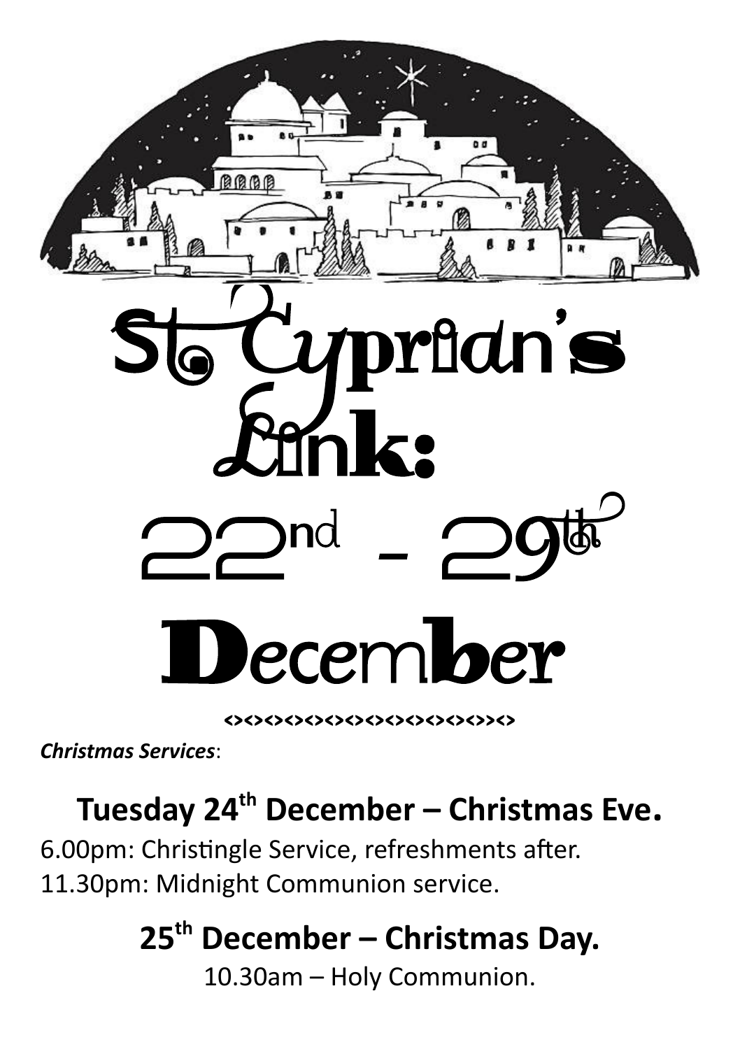# St. Cyprian's Link: 22nd - 29th December

<><><><><><><><><><><><><><>

***Christmas Services***:

## Tuesday 24th December – Christmas Eve.

6.00pm: Christingle Service, refreshments after.

11.30pm: Midnight Communion service.

## 25th December – Christmas Day.

10.30am – Holy Communion.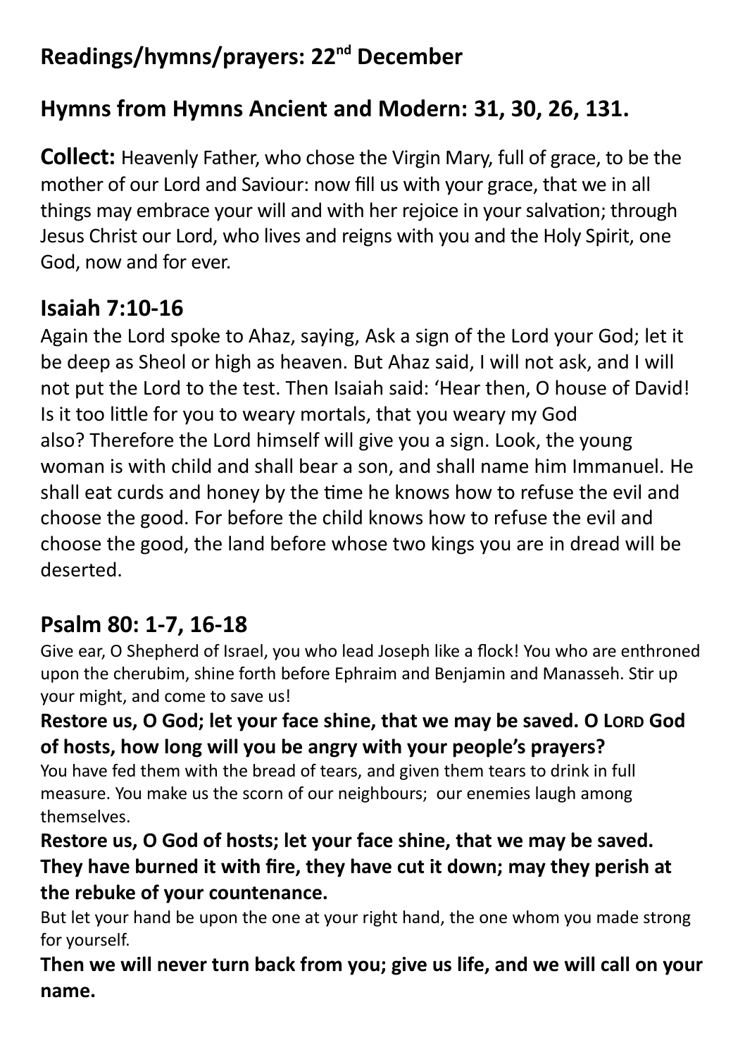# Readings/hymns/prayers: 22nd December

## Hymns from Hymns Ancient and Modern: 31, 30, 26, 131.

**Collect:** Heavenly Father, who chose the Virgin Mary, full of grace, to be the mother of our Lord and Saviour: now fill us with your grace, that we in all things may embrace your will and with her rejoice in your salvation; through Jesus Christ our Lord, who lives and reigns with you and the Holy Spirit, one God, now and for ever.

## Isaiah 7:10-16

Again the Lord spoke to Ahaz, saying, Ask a sign of the Lord your God; let it be deep as Sheol or high as heaven. But Ahaz said, I will not ask, and I will not put the Lord to the test. Then Isaiah said: 'Hear then, O house of David! Is it too little for you to weary mortals, that you weary my God also? Therefore the Lord himself will give you a sign. Look, the young woman is with child and shall bear a son, and shall name him Immanuel. He shall eat curds and honey by the time he knows how to refuse the evil and choose the good. For before the child knows how to refuse the evil and choose the good, the land before whose two kings you are in dread will be deserted.

## Psalm 80: 1-7, 16-18

Give ear, O Shepherd of Israel, you who lead Joseph like a flock! You who are enthroned upon the cherubim, shine forth before Ephraim and Benjamin and Manasseh. Stir up your might, and come to save us!

**Restore us, O God; let your face shine, that we may be saved. O LORD God of hosts, how long will you be angry with your people's prayers?**

You have fed them with the bread of tears, and given them tears to drink in full measure. You make us the scorn of our neighbours; our enemies laugh among themselves.

**Restore us, O God of hosts; let your face shine, that we may be saved. They have burned it with fire, they have cut it down; may they perish at the rebuke of your countenance.**

But let your hand be upon the one at your right hand, the one whom you made strong for yourself.

**Then we will never turn back from you; give us life, and we will call on your name.**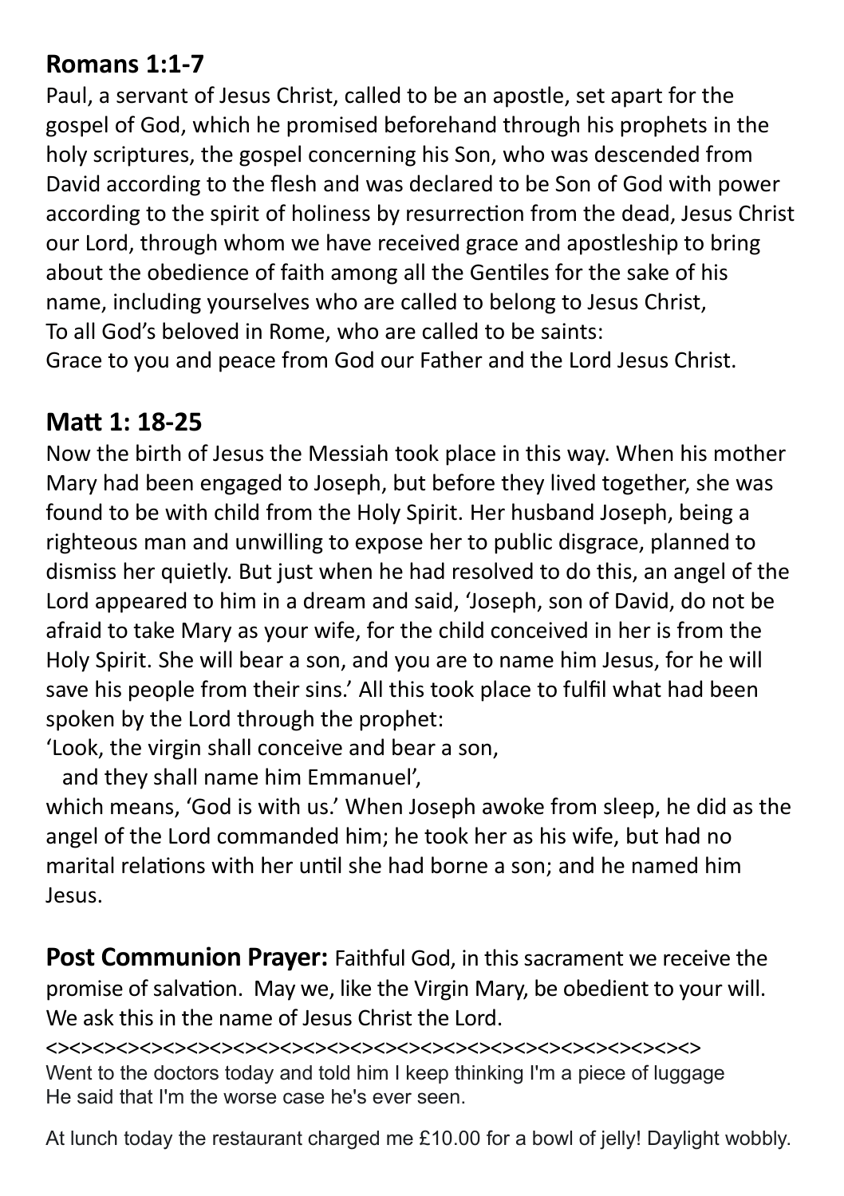## Romans 1:1-7

Paul, a servant of Jesus Christ, called to be an apostle, set apart for the gospel of God, which he promised beforehand through his prophets in the holy scriptures, the gospel concerning his Son, who was descended from David according to the flesh and was declared to be Son of God with power according to the spirit of holiness by resurrection from the dead, Jesus Christ our Lord, through whom we have received grace and apostleship to bring about the obedience of faith among all the Gentiles for the sake of his name, including yourselves who are called to belong to Jesus Christ,
To all God's beloved in Rome, who are called to be saints:
Grace to you and peace from God our Father and the Lord Jesus Christ.

## Matt 1: 18-25

Now the birth of Jesus the Messiah took place in this way. When his mother Mary had been engaged to Joseph, but before they lived together, she was found to be with child from the Holy Spirit. Her husband Joseph, being a righteous man and unwilling to expose her to public disgrace, planned to dismiss her quietly. But just when he had resolved to do this, an angel of the Lord appeared to him in a dream and said, 'Joseph, son of David, do not be afraid to take Mary as your wife, for the child conceived in her is from the Holy Spirit. She will bear a son, and you are to name him Jesus, for he will save his people from their sins.' All this took place to fulfil what had been spoken by the Lord through the prophet:
'Look, the virgin shall conceive and bear a son,
  and they shall name him Emmanuel',
which means, 'God is with us.' When Joseph awoke from sleep, he did as the angel of the Lord commanded him; he took her as his wife, but had no marital relations with her until she had borne a son; and he named him Jesus.

**Post Communion Prayer:** Faithful God, in this sacrament we receive the promise of salvation. May we, like the Virgin Mary, be obedient to your will. We ask this in the name of Jesus Christ the Lord.

<><><><><><><><><><><><><><><><><><><><><><><><><><><><><><><><><><><><><><><><><><><>

Went to the doctors today and told him I keep thinking I'm a piece of luggage
He said that I'm the worse case he's ever seen.

At lunch today the restaurant charged me £10.00 for a bowl of jelly! Daylight wobbly.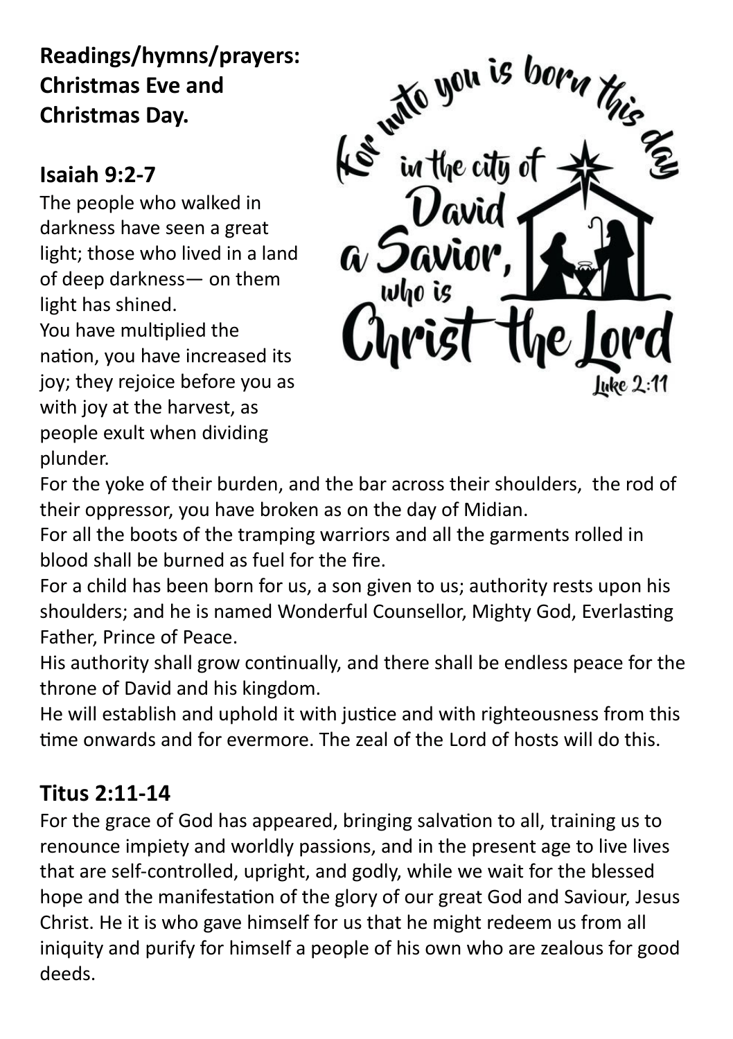**Readings/hymns/prayers: Christmas Eve and Christmas Day.**

## Isaiah 9:2-7

The people who walked in darkness have seen a great light; those who lived in a land of deep darkness— on them light has shined.
You have multiplied the nation, you have increased its joy; they rejoice before you as with joy at the harvest, as people exult when dividing plunder.
For the yoke of their burden, and the bar across their shoulders, the rod of their oppressor, you have broken as on the day of Midian.
For all the boots of the tramping warriors and all the garments rolled in blood shall be burned as fuel for the fire.
For a child has been born for us, a son given to us; authority rests upon his shoulders; and he is named Wonderful Counsellor, Mighty God, Everlasting Father, Prince of Peace.
His authority shall grow continually, and there shall be endless peace for the throne of David and his kingdom.
He will establish and uphold it with justice and with righteousness from this time onwards and for evermore. The zeal of the Lord of hosts will do this.

## Titus 2:11-14

For the grace of God has appeared, bringing salvation to all, training us to renounce impiety and worldly passions, and in the present age to live lives that are self-controlled, upright, and godly, while we wait for the blessed hope and the manifestation of the glory of our great God and Saviour, Jesus Christ. He it is who gave himself for us that he might redeem us from all iniquity and purify for himself a people of his own who are zealous for good deeds.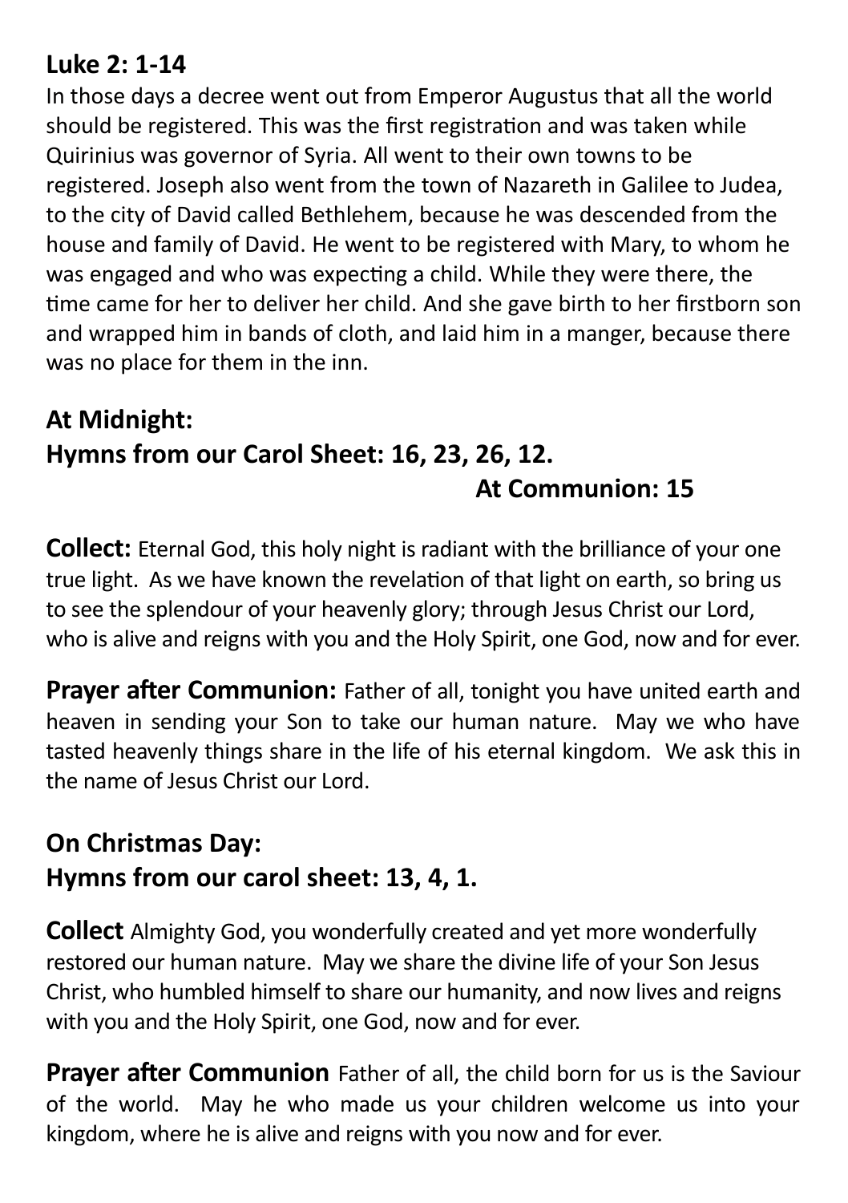**Luke 2: 1-14**

In those days a decree went out from Emperor Augustus that all the world should be registered. This was the first registration and was taken while Quirinius was governor of Syria. All went to their own towns to be registered. Joseph also went from the town of Nazareth in Galilee to Judea, to the city of David called Bethlehem, because he was descended from the house and family of David. He went to be registered with Mary, to whom he was engaged and who was expecting a child. While they were there, the time came for her to deliver her child. And she gave birth to her firstborn son and wrapped him in bands of cloth, and laid him in a manger, because there was no place for them in the inn.

## At Midnight:

## Hymns from our Carol Sheet: 16, 23, 26, 12.

**At Communion: 15**

**Collect:** Eternal God, this holy night is radiant with the brilliance of your one true light. As we have known the revelation of that light on earth, so bring us to see the splendour of your heavenly glory; through Jesus Christ our Lord, who is alive and reigns with you and the Holy Spirit, one God, now and for ever.

**Prayer after Communion:** Father of all, tonight you have united earth and heaven in sending your Son to take our human nature. May we who have tasted heavenly things share in the life of his eternal kingdom. We ask this in the name of Jesus Christ our Lord.

## On Christmas Day:

## Hymns from our carol sheet: 13, 4, 1.

**Collect** Almighty God, you wonderfully created and yet more wonderfully restored our human nature. May we share the divine life of your Son Jesus Christ, who humbled himself to share our humanity, and now lives and reigns with you and the Holy Spirit, one God, now and for ever.

**Prayer after Communion** Father of all, the child born for us is the Saviour of the world. May he who made us your children welcome us into your kingdom, where he is alive and reigns with you now and for ever.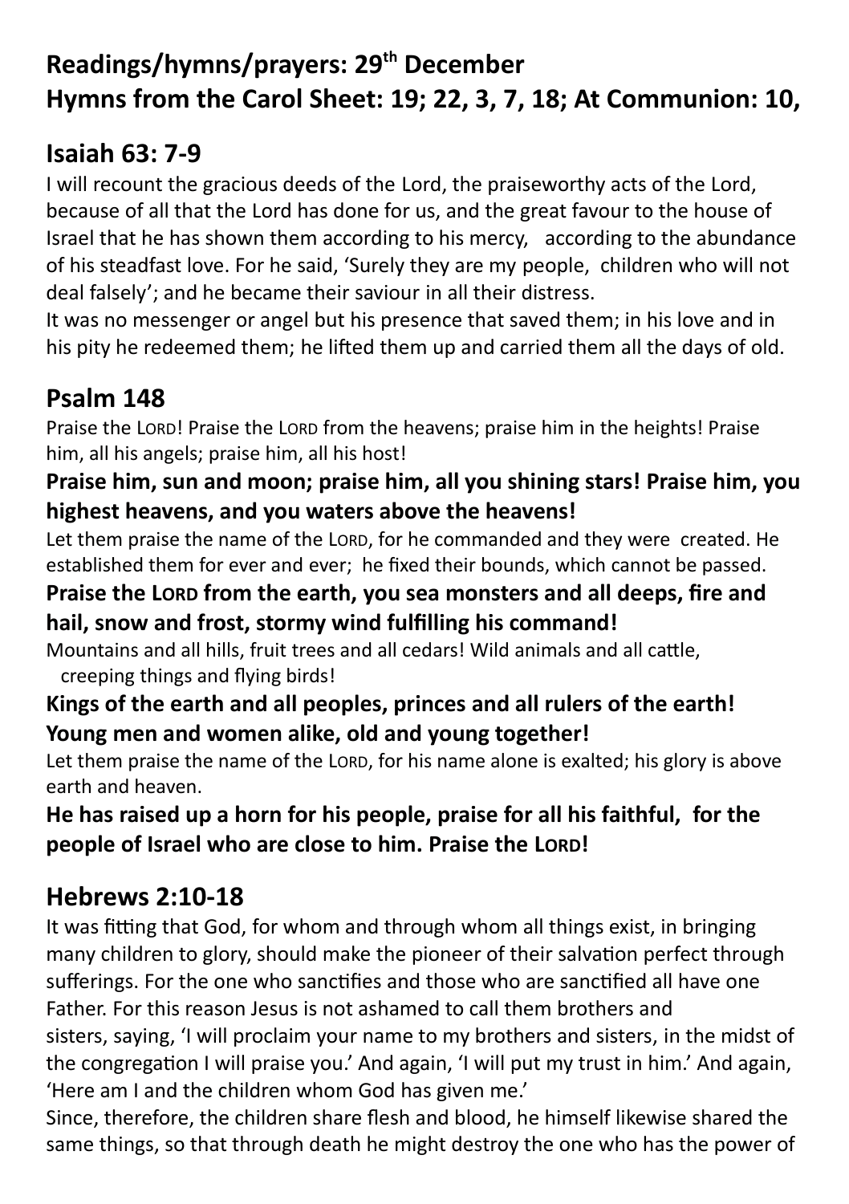## Readings/hymns/prayers: 29th December
## Hymns from the Carol Sheet: 19; 22, 3, 7, 18; At Communion: 10,

## Isaiah 63: 7-9

I will recount the gracious deeds of the Lord, the praiseworthy acts of the Lord, because of all that the Lord has done for us, and the great favour to the house of Israel that he has shown them according to his mercy, according to the abundance of his steadfast love. For he said, 'Surely they are my people, children who will not deal falsely'; and he became their saviour in all their distress.

It was no messenger or angel but his presence that saved them; in his love and in his pity he redeemed them; he lifted them up and carried them all the days of old.

## Psalm 148

Praise the LORD! Praise the LORD from the heavens; praise him in the heights! Praise him, all his angels; praise him, all his host!

**Praise him, sun and moon; praise him, all you shining stars! Praise him, you highest heavens, and you waters above the heavens!**

Let them praise the name of the LORD, for he commanded and they were created. He established them for ever and ever; he fixed their bounds, which cannot be passed.

**Praise the LORD from the earth, you sea monsters and all deeps, fire and hail, snow and frost, stormy wind fulfilling his command!**

Mountains and all hills, fruit trees and all cedars! Wild animals and all cattle, creeping things and flying birds!

**Kings of the earth and all peoples, princes and all rulers of the earth! Young men and women alike, old and young together!**

Let them praise the name of the LORD, for his name alone is exalted; his glory is above earth and heaven.

**He has raised up a horn for his people, praise for all his faithful, for the people of Israel who are close to him. Praise the LORD!**

## Hebrews 2:10-18

It was fitting that God, for whom and through whom all things exist, in bringing many children to glory, should make the pioneer of their salvation perfect through sufferings. For the one who sanctifies and those who are sanctified all have one Father. For this reason Jesus is not ashamed to call them brothers and sisters, saying, 'I will proclaim your name to my brothers and sisters, in the midst of the congregation I will praise you.' And again, 'I will put my trust in him.' And again, 'Here am I and the children whom God has given me.'

Since, therefore, the children share flesh and blood, he himself likewise shared the same things, so that through death he might destroy the one who has the power of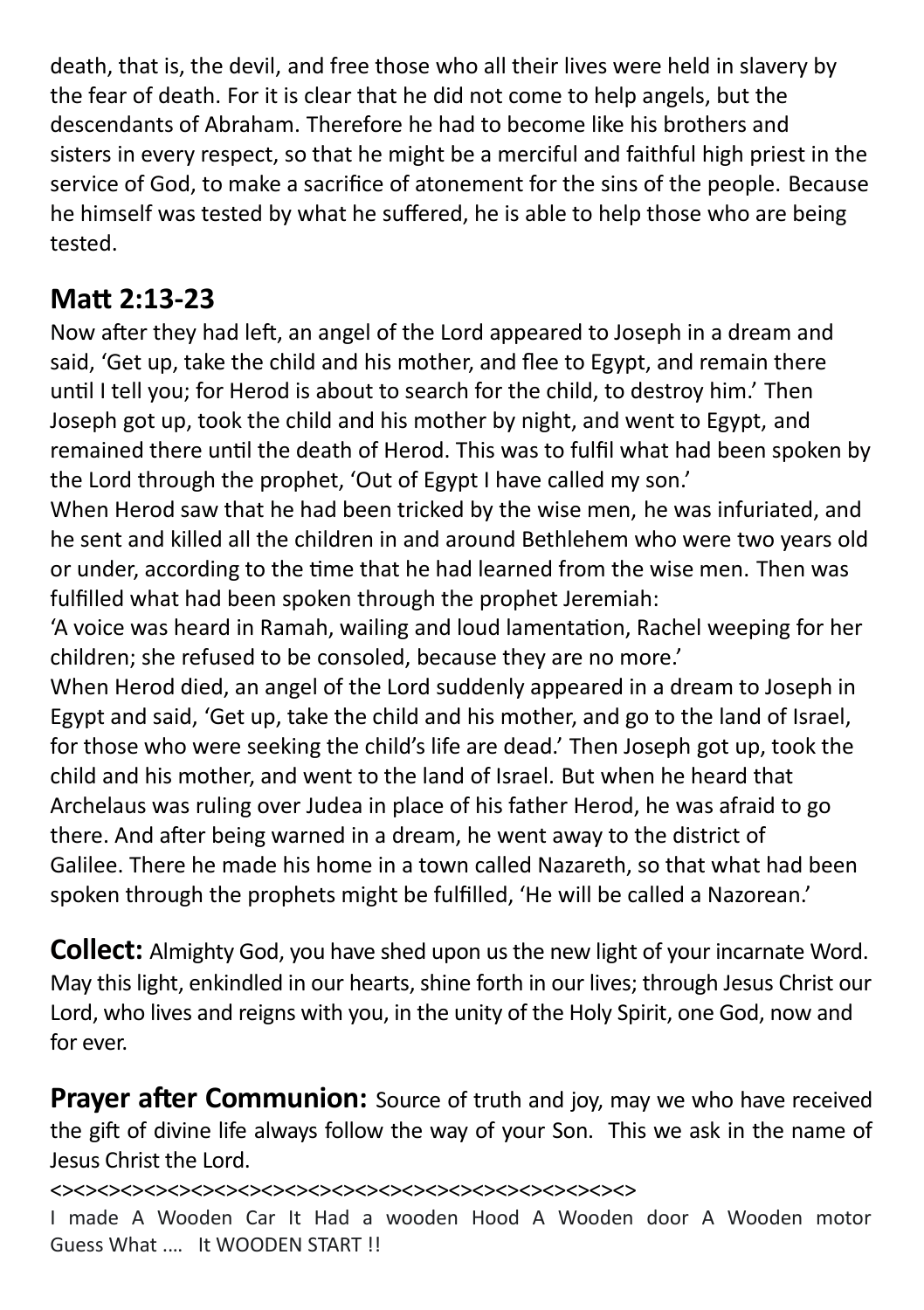death, that is, the devil, and free those who all their lives were held in slavery by the fear of death. For it is clear that he did not come to help angels, but the descendants of Abraham. Therefore he had to become like his brothers and sisters in every respect, so that he might be a merciful and faithful high priest in the service of God, to make a sacrifice of atonement for the sins of the people. Because he himself was tested by what he suffered, he is able to help those who are being tested.

## Matt 2:13-23

Now after they had left, an angel of the Lord appeared to Joseph in a dream and said, 'Get up, take the child and his mother, and flee to Egypt, and remain there until I tell you; for Herod is about to search for the child, to destroy him.' Then Joseph got up, took the child and his mother by night, and went to Egypt, and remained there until the death of Herod. This was to fulfil what had been spoken by the Lord through the prophet, 'Out of Egypt I have called my son.'
When Herod saw that he had been tricked by the wise men, he was infuriated, and he sent and killed all the children in and around Bethlehem who were two years old or under, according to the time that he had learned from the wise men. Then was fulfilled what had been spoken through the prophet Jeremiah:
'A voice was heard in Ramah, wailing and loud lamentation, Rachel weeping for her children; she refused to be consoled, because they are no more.'
When Herod died, an angel of the Lord suddenly appeared in a dream to Joseph in Egypt and said, 'Get up, take the child and his mother, and go to the land of Israel, for those who were seeking the child's life are dead.' Then Joseph got up, took the child and his mother, and went to the land of Israel. But when he heard that Archelaus was ruling over Judea in place of his father Herod, he was afraid to go there. And after being warned in a dream, he went away to the district of Galilee. There he made his home in a town called Nazareth, so that what had been spoken through the prophets might be fulfilled, 'He will be called a Nazorean.'

**Collect:** Almighty God, you have shed upon us the new light of your incarnate Word. May this light, enkindled in our hearts, shine forth in our lives; through Jesus Christ our Lord, who lives and reigns with you, in the unity of the Holy Spirit, one God, now and for ever.

**Prayer after Communion:** Source of truth and joy, may we who have received the gift of divine life always follow the way of your Son. This we ask in the name of Jesus Christ the Lord.

<><><><><><><><><><><><><><><><><><><><><><><><><><><><><><><><><><><><><><><>

I made A Wooden Car It Had a wooden Hood A Wooden door A Wooden motor Guess What .... It WOODEN START !!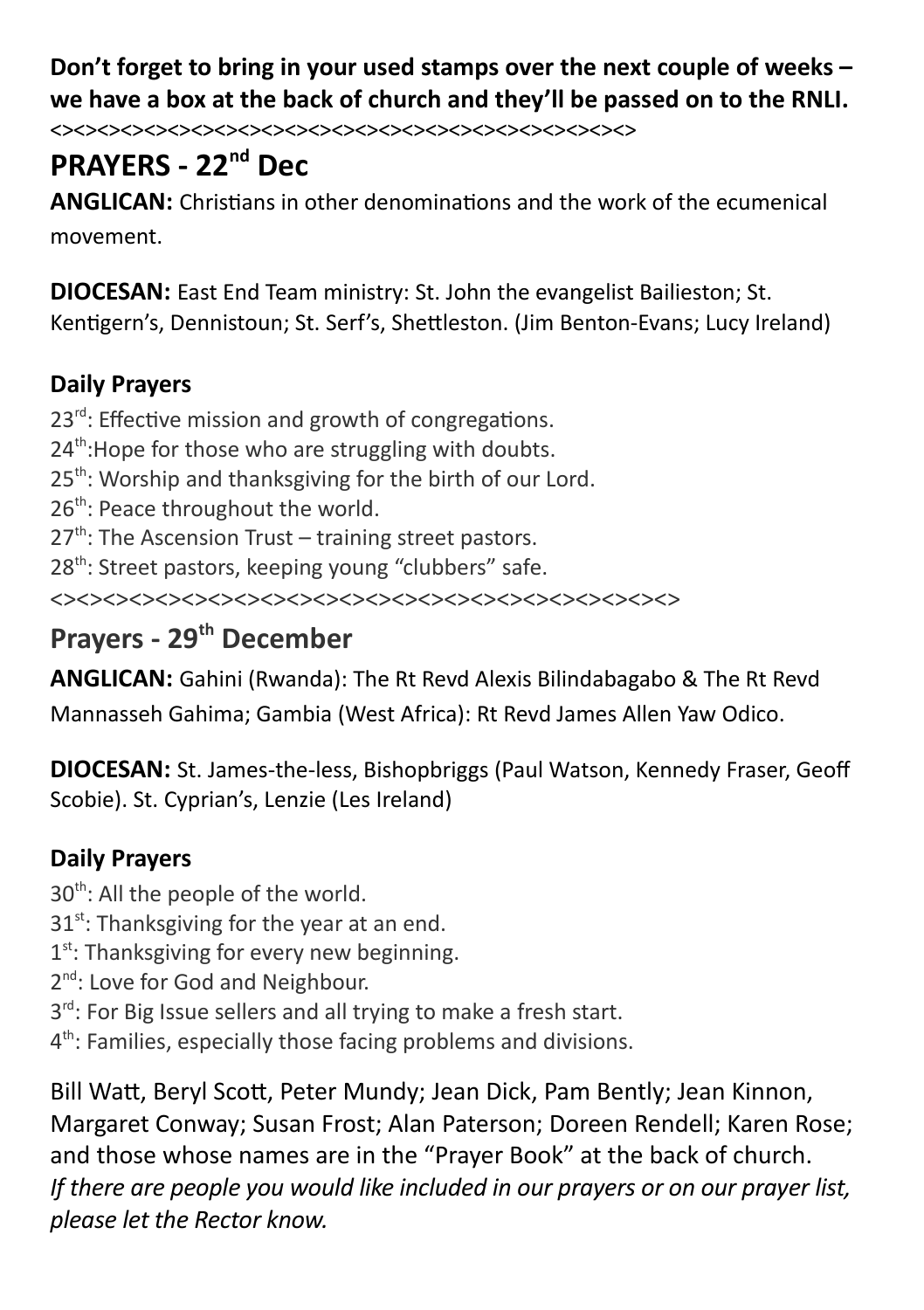**Don't forget to bring in your used stamps over the next couple of weeks – we have a box at the back of church and they'll be passed on to the RNLI.**

<><><><><><><><><><><><><><><><><><><><><><><>

## PRAYERS - 22nd Dec

**ANGLICAN:** Christians in other denominations and the work of the ecumenical movement.

**DIOCESAN:** East End Team ministry: St. John the evangelist Baillieston; St. Kentigern's, Dennistoun; St. Serf's, Shettleston. (Jim Benton-Evans; Lucy Ireland)

### Daily Prayers

23rd: Effective mission and growth of congregations.
24th:Hope for those who are struggling with doubts.
25th: Worship and thanksgiving for the birth of our Lord.
26th: Peace throughout the world.
27th: The Ascension Trust – training street pastors.
28th: Street pastors, keeping young "clubbers" safe.

<><><><><><><><><><><><><><><><><><><><><><><><>

## Prayers - 29th December

**ANGLICAN:** Gahini (Rwanda): The Rt Revd Alexis Bilindabagabo & The Rt Revd Mannasseh Gahima; Gambia (West Africa): Rt Revd James Allen Yaw Odico.

**DIOCESAN:** St. James-the-less, Bishopbriggs (Paul Watson, Kennedy Fraser, Geoff Scobie). St. Cyprian's, Lenzie (Les Ireland)

### Daily Prayers

30th: All the people of the world.
31st: Thanksgiving for the year at an end.
1st: Thanksgiving for every new beginning.
2nd: Love for God and Neighbour.
3rd: For Big Issue sellers and all trying to make a fresh start.
4th: Families, especially those facing problems and divisions.

Bill Watt, Beryl Scott, Peter Mundy; Jean Dick, Pam Bently; Jean Kinnon, Margaret Conway; Susan Frost; Alan Paterson; Doreen Rendell; Karen Rose; and those whose names are in the "Prayer Book" at the back of church.
*If there are people you would like included in our prayers or on our prayer list, please let the Rector know.*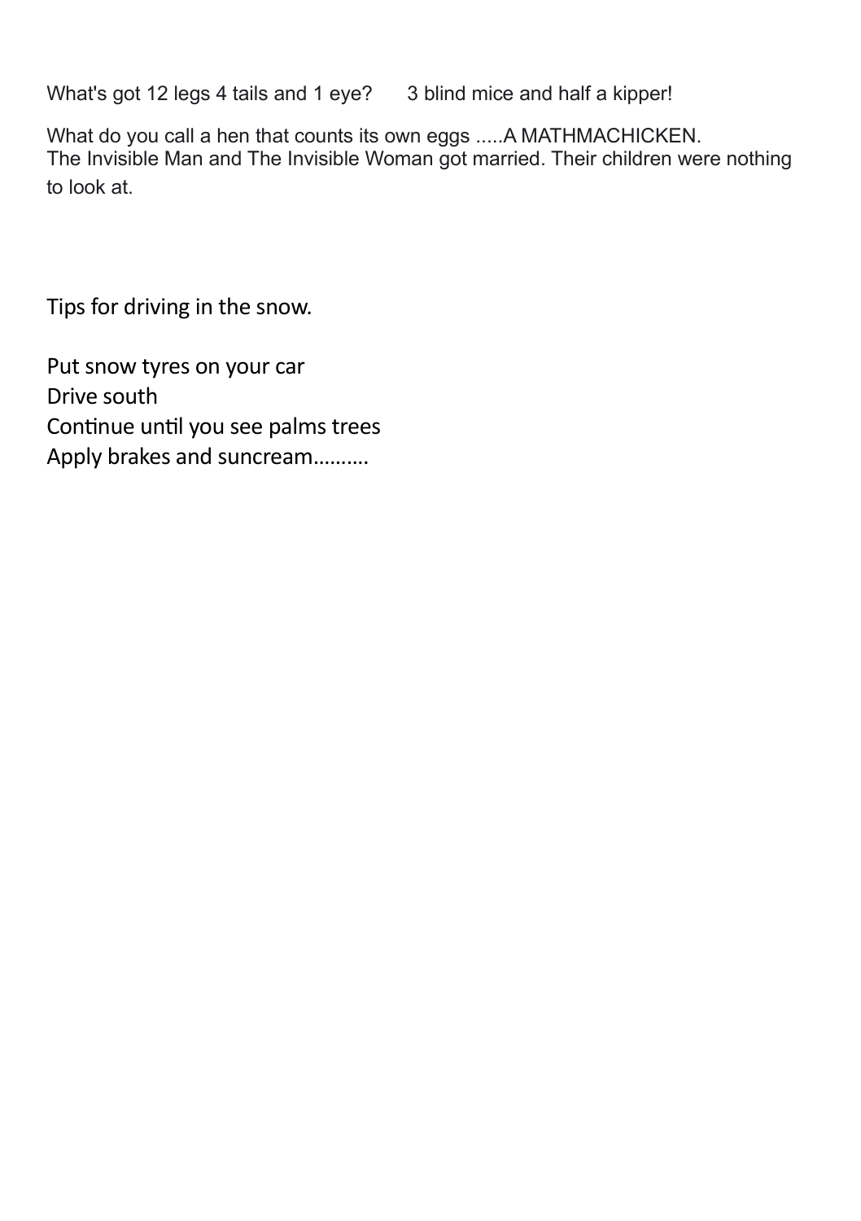What's got 12 legs 4 tails and 1 eye?     3 blind mice and half a kipper!

What do you call a hen that counts its own eggs .....A MATHMACHICKEN.
The Invisible Man and The Invisible Woman got married. Their children were nothing to look at.

Tips for driving in the snow.

Put snow tyres on your car
Drive south
Continue until you see palms trees
Apply brakes and suncream……….